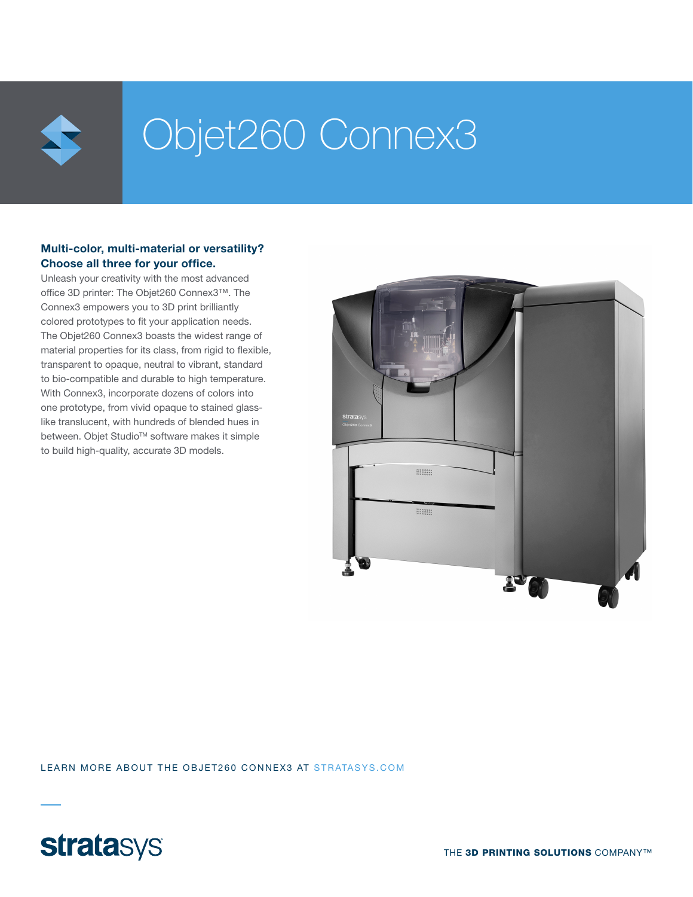# Objet260 Connex3

**Multi-color, multi-material or versatility? Choose all three for your office.**

Unleash your creativity with the most advanced office 3D printer: The Objet260 Connex3™. The Connex3 empowers you to 3D print brilliantly colored prototypes to fit your application needs. The Objet260 Connex3 boasts the widest range of material properties for its class, from rigid to flexible, transparent to opaque, neutral to vibrant, standard to bio-compatible and durable to high temperature. With Connex3, incorporate dozens of colors into one prototype, from vivid opaque to stained glass-like translucent, with hundreds of blended hues in between. Objet Studio™ software makes it simple to build high-quality, accurate 3D models.

LEARN MORE ABOUT THE OBJET260 CONNEX3 AT STRATASYS.COM

stratasys

THE **3D PRINTING SOLUTIONS** COMPANY™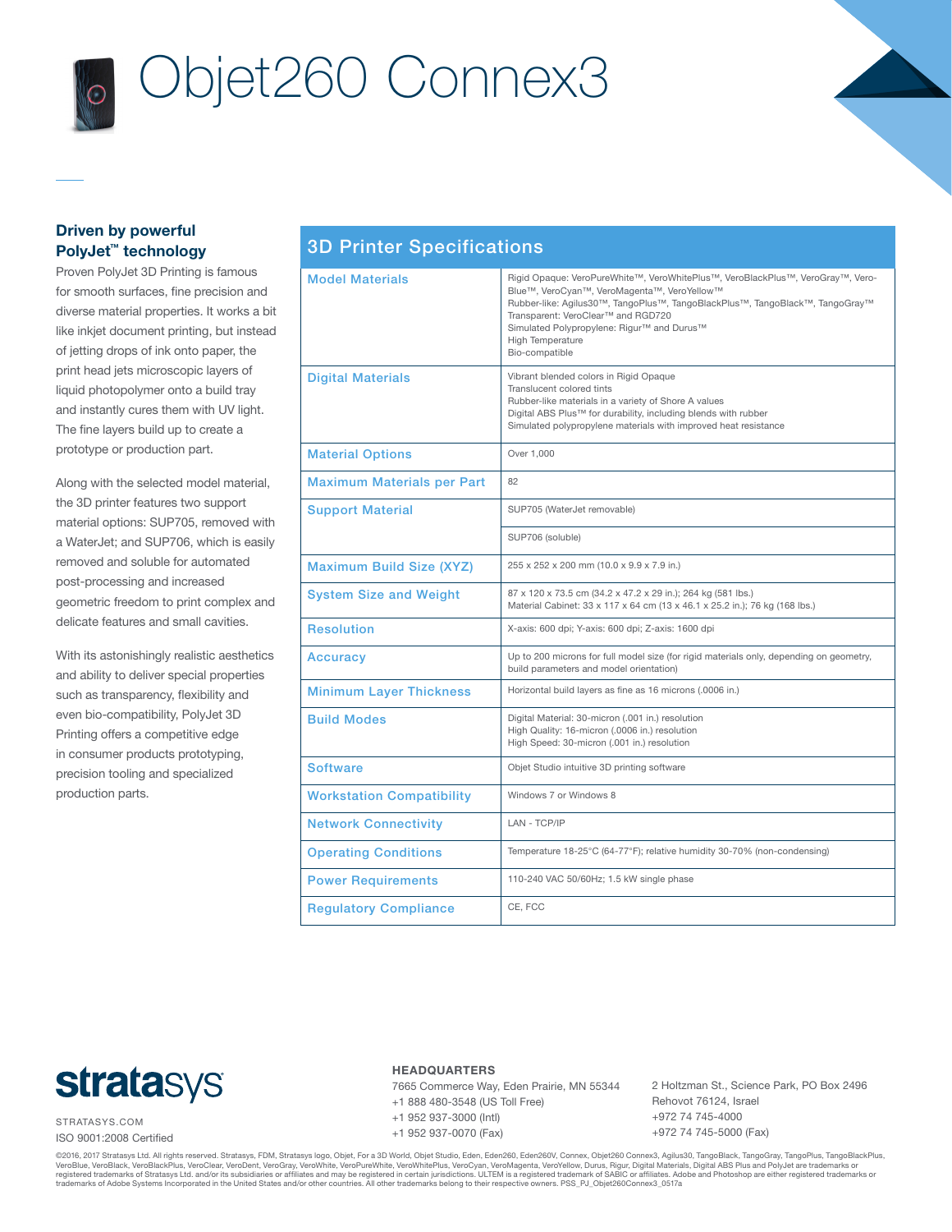# Objet260 Connex3

## Driven by powerful PolyJet™ technology

Proven PolyJet 3D Printing is famous for smooth surfaces, fine precision and diverse material properties. It works a bit like inkjet document printing, but instead of jetting drops of ink onto paper, the print head jets microscopic layers of liquid photopolymer onto a build tray and instantly cures them with UV light. The fine layers build up to create a prototype or production part.

Along with the selected model material, the 3D printer features two support material options: SUP705, removed with a WaterJet; and SUP706, which is easily removed and soluble for automated post-processing and increased geometric freedom to print complex and delicate features and small cavities.

With its astonishingly realistic aesthetics and ability to deliver special properties such as transparency, flexibility and even bio-compatibility, PolyJet 3D Printing offers a competitive edge in consumer products prototyping, precision tooling and specialized production parts.

## 3D Printer Specifications

| | |
|---|---|
| Model Materials | Rigid Opaque: VeroPureWhite™, VeroWhitePlus™, VeroBlackPlus™, VeroGray™, VeroBlue™, VeroCyan™, VeroMagenta™, VeroYellow™<br>Rubber-like: Agilus30™, TangoPlus™, TangoBlackPlus™, TangoBlack™, TangoGray™<br>Transparent: VeroClear™ and RGD720<br>Simulated Polypropylene: Rigur™ and Durus™<br>High Temperature<br>Bio-compatible |
| Digital Materials | Vibrant blended colors in Rigid Opaque<br>Translucent colored tints<br>Rubber-like materials in a variety of Shore A values<br>Digital ABS Plus™ for durability, including blends with rubber<br>Simulated polypropylene materials with improved heat resistance |
| Material Options | Over 1,000 |
| Maximum Materials per Part | 82 |
| Support Material | SUP705 (WaterJet removable)<br>SUP706 (soluble) |
| Maximum Build Size (XYZ) | 255 x 252 x 200 mm (10.0 x 9.9 x 7.9 in.) |
| System Size and Weight | 87 x 120 x 73.5 cm (34.2 x 47.2 x 29 in.); 264 kg (581 lbs.)<br>Material Cabinet: 33 x 117 x 64 cm (13 x 46.1 x 25.2 in.); 76 kg (168 lbs.) |
| Resolution | X-axis: 600 dpi; Y-axis: 600 dpi; Z-axis: 1600 dpi |
| Accuracy | Up to 200 microns for full model size (for rigid materials only, depending on geometry, build parameters and model orientation) |
| Minimum Layer Thickness | Horizontal build layers as fine as 16 microns (.0006 in.) |
| Build Modes | Digital Material: 30-micron (.001 in.) resolution<br>High Quality: 16-micron (.0006 in.) resolution<br>High Speed: 30-micron (.001 in.) resolution |
| Software | Objet Studio intuitive 3D printing software |
| Workstation Compatibility | Windows 7 or Windows 8 |
| Network Connectivity | LAN - TCP/IP |
| Operating Conditions | Temperature 18-25°C (64-77°F); relative humidity 30-70% (non-condensing) |
| Power Requirements | 110-240 VAC 50/60Hz; 1.5 kW single phase |
| Regulatory Compliance | CE, FCC |

stratasys

STRATASYS.COM
ISO 9001:2008 Certified

**HEADQUARTERS**

7665 Commerce Way, Eden Prairie, MN 55344
+1 888 480-3548 (US Toll Free)
+1 952 937-3000 (Intl)
+1 952 937-0070 (Fax)

2 Holtzman St., Science Park, PO Box 2496
Rehovot 76124, Israel
+972 74 745-4000
+972 74 745-5000 (Fax)

©2016, 2017 Stratasys Ltd. All rights reserved. Stratasys, FDM, Stratasys logo, Objet, For a 3D World, Objet Studio, Eden, Eden260, Eden260V, Connex, Objet260 Connex3, Agilus30, TangoBlack, TangoGray, TangoPlus, TangoBlackPlus, VeroBlue, VeroBlack, VeroBlackPlus, VeroClear, VeroDent, VeroGray, VeroWhite, VeroPureWhite, VeroWhitePlus, VeroCyan, VeroMagenta, VeroYellow, Durus, Rigur, Digital Materials, Digital ABS Plus and PolyJet are trademarks or registered trademarks of Stratasys Ltd. and/or its subsidiaries or affiliates and may be registered in certain jurisdictions. ULTEM is a registered trademark of SABIC or affiliates. Adobe and Photoshop are either registered trademarks or trademarks of Adobe Systems Incorporated in the United States and/or other countries. All other trademarks belong to their respective owners. PSS_PJ_Objet260Connex3_0517a